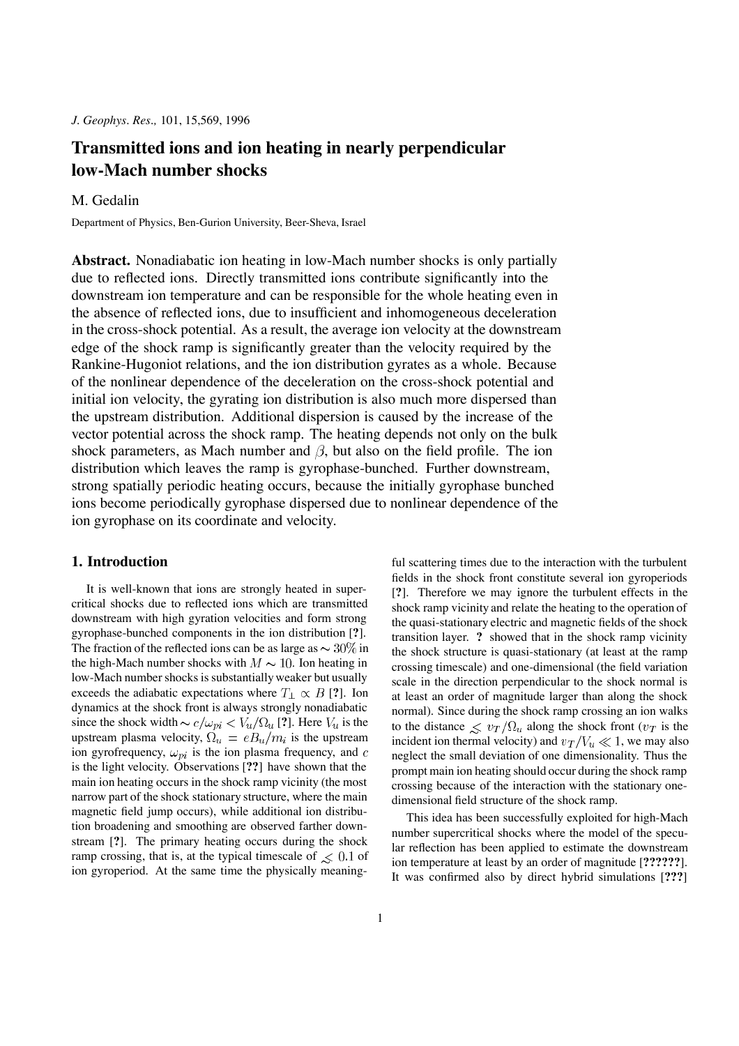*J. Geophys. Res.,* 101, 15,569, 1996

# Transmitted ions and ion heating in nearly perpendicular low-Mach number shocks

M. Gedalin

Department of Physics, Ben-Gurion University, Beer-Sheva, Israel

**Abstract.** Nonadiabatic ion heating in low-Mach number shocks is only partially due to reflected ions. Directly transmitted ions contribute significantly into the downstream ion temperature and can be responsible for the whole heating even in the absence of reflected ions, due to insufficient and inhomogeneous deceleration in the cross-shock potential. As a result, the average ion velocity at the downstream edge of the shock ramp is significantly greater than the velocity required by the Rankine-Hugoniot relations, and the ion distribution gyrates as a whole. Because of the nonlinear dependence of the deceleration on the cross-shock potential and initial ion velocity, the gyrating ion distribution is also much more dispersed than the upstream distribution. Additional dispersion is caused by the increase of the vector potential across the shock ramp. The heating depends not only on the bulk shock parameters, as Mach number and $\beta$, but also on the field profile. The ion distribution which leaves the ramp is gyrophase-bunched. Further downstream, strong spatially periodic heating occurs, because the initially gyrophase bunched ions become periodically gyrophase dispersed due to nonlinear dependence of the ion gyrophase on its coordinate and velocity.

## 1. Introduction

It is well-known that ions are strongly heated in supercritical shocks due to reflected ions which are transmitted downstream with high gyration velocities and form strong gyrophase-bunched components in the ion distribution [?]. The fraction of the reflected ions can be as large as $\sim 30\%$ in the high-Mach number shocks with $M \sim 10$. Ion heating in low-Mach number shocks is substantially weaker but usually exceeds the adiabatic expectations where $T_\perp \propto B$ [?]. Ion dynamics at the shock front is always strongly nonadiabatic since the shock width $\sim c/\omega_{pi} < V_u/\Omega_u$ [?]. Here $V_u$ is the upstream plasma velocity, $\Omega_u = eB_u/m_i$ is the upstream ion gyrofrequency, $\omega_{pi}$ is the ion plasma frequency, and $c$ is the light velocity. Observations [??] have shown that the main ion heating occurs in the shock ramp vicinity (the most narrow part of the shock stationary structure, where the main magnetic field jump occurs), while additional ion distribution broadening and smoothing are observed farther downstream [?]. The primary heating occurs during the shock ramp crossing, that is, at the typical timescale of $\lesssim 0.1$ of ion gyroperiod. At the same time the physically meaningful scattering times due to the interaction with the turbulent fields in the shock front constitute several ion gyroperiods [?]. Therefore we may ignore the turbulent effects in the shock ramp vicinity and relate the heating to the operation of the quasi-stationary electric and magnetic fields of the shock transition layer. ? showed that in the shock ramp vicinity the shock structure is quasi-stationary (at least at the ramp crossing timescale) and one-dimensional (the field variation scale in the direction perpendicular to the shock normal is at least an order of magnitude larger than along the shock normal). Since during the shock ramp crossing an ion walks to the distance $\lesssim v_T/\Omega_u$ along the shock front ($v_T$ is the incident ion thermal velocity) and $v_T/V_u \ll 1$, we may also neglect the small deviation of one dimensionality. Thus the prompt main ion heating should occur during the shock ramp crossing because of the interaction with the stationary one-dimensional field structure of the shock ramp.

This idea has been successfully exploited for high-Mach number supercritical shocks where the model of the specular reflection has been applied to estimate the downstream ion temperature at least by an order of magnitude [??????]. It was confirmed also by direct hybrid simulations [???]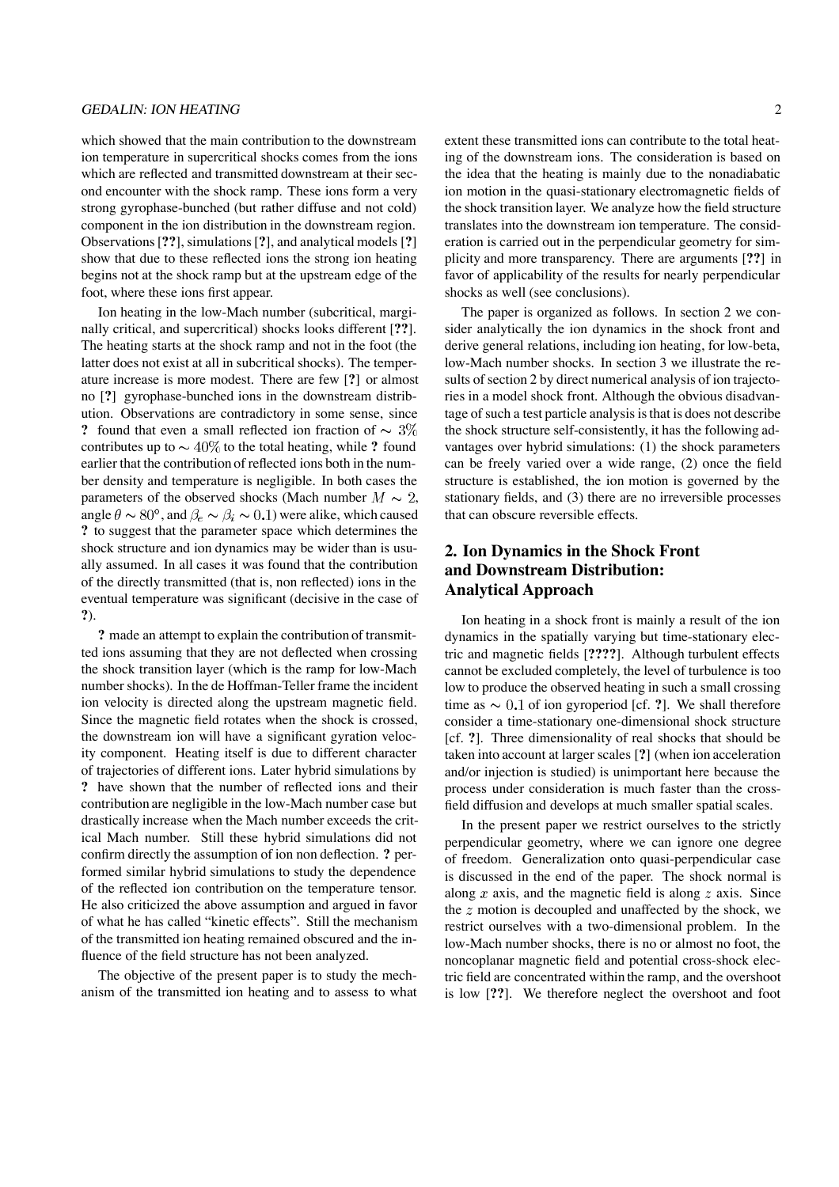which showed that the main contribution to the downstream ion temperature in supercritical shocks comes from the ions which are reflected and transmitted downstream at their second encounter with the shock ramp. These ions form a very strong gyrophase-bunched (but rather diffuse and not cold) component in the ion distribution in the downstream region. Observations [??], simulations [?], and analytical models [?] show that due to these reflected ions the strong ion heating begins not at the shock ramp but at the upstream edge of the foot, where these ions first appear.

Ion heating in the low-Mach number (subcritical, marginally critical, and supercritical) shocks looks different [??]. The heating starts at the shock ramp and not in the foot (the latter does not exist at all in subcritical shocks). The temperature increase is more modest. There are few [?] or almost no [?] gyrophase-bunched ions in the downstream distribution. Observations are contradictory in some sense, since ? found that even a small reflected ion fraction of $\sim 3\%$ contributes up to $\sim 40\%$ to the total heating, while ? found earlier that the contribution of reflected ions both in the number density and temperature is negligible. In both cases the parameters of the observed shocks (Mach number $M \sim 2$, angle $\theta \sim 80°$, and $\beta_e \sim \beta_i \sim 0.1$) were alike, which caused ? to suggest that the parameter space which determines the shock structure and ion dynamics may be wider than is usually assumed. In all cases it was found that the contribution of the directly transmitted (that is, non reflected) ions in the eventual temperature was significant (decisive in the case of ?).

? made an attempt to explain the contribution of transmitted ions assuming that they are not deflected when crossing the shock transition layer (which is the ramp for low-Mach number shocks). In the de Hoffman-Teller frame the incident ion velocity is directed along the upstream magnetic field. Since the magnetic field rotates when the shock is crossed, the downstream ion will have a significant gyration velocity component. Heating itself is due to different character of trajectories of different ions. Later hybrid simulations by ? have shown that the number of reflected ions and their contribution are negligible in the low-Mach number case but drastically increase when the Mach number exceeds the critical Mach number. Still these hybrid simulations did not confirm directly the assumption of ion non deflection. ? performed similar hybrid simulations to study the dependence of the reflected ion contribution on the temperature tensor. He also criticized the above assumption and argued in favor of what he has called "kinetic effects". Still the mechanism of the transmitted ion heating remained obscured and the influence of the field structure has not been analyzed.

The objective of the present paper is to study the mechanism of the transmitted ion heating and to assess to what extent these transmitted ions can contribute to the total heating of the downstream ions. The consideration is based on the idea that the heating is mainly due to the nonadiabatic ion motion in the quasi-stationary electromagnetic fields of the shock transition layer. We analyze how the field structure translates into the downstream ion temperature. The consideration is carried out in the perpendicular geometry for simplicity and more transparency. There are arguments [??] in favor of applicability of the results for nearly perpendicular shocks as well (see conclusions).

The paper is organized as follows. In section 2 we consider analytically the ion dynamics in the shock front and derive general relations, including ion heating, for low-beta, low-Mach number shocks. In section 3 we illustrate the results of section 2 by direct numerical analysis of ion trajectories in a model shock front. Although the obvious disadvantage of such a test particle analysis is that is does not describe the shock structure self-consistently, it has the following advantages over hybrid simulations: (1) the shock parameters can be freely varied over a wide range, (2) once the field structure is established, the ion motion is governed by the stationary fields, and (3) there are no irreversible processes that can obscure reversible effects.

## 2. Ion Dynamics in the Shock Front and Downstream Distribution: Analytical Approach

Ion heating in a shock front is mainly a result of the ion dynamics in the spatially varying but time-stationary electric and magnetic fields [????]. Although turbulent effects cannot be excluded completely, the level of turbulence is too low to produce the observed heating in such a small crossing time as $\sim 0.1$ of ion gyroperiod [cf. ?]. We shall therefore consider a time-stationary one-dimensional shock structure [cf. ?]. Three dimensionality of real shocks that should be taken into account at larger scales [?] (when ion acceleration and/or injection is studied) is unimportant here because the process under consideration is much faster than the cross-field diffusion and develops at much smaller spatial scales.

In the present paper we restrict ourselves to the strictly perpendicular geometry, where we can ignore one degree of freedom. Generalization onto quasi-perpendicular case is discussed in the end of the paper. The shock normal is along $x$ axis, and the magnetic field is along $z$ axis. Since the $z$ motion is decoupled and unaffected by the shock, we restrict ourselves with a two-dimensional problem. In the low-Mach number shocks, there is no or almost no foot, the noncoplanar magnetic field and potential cross-shock electric field are concentrated within the ramp, and the overshoot is low [??]. We therefore neglect the overshoot and foot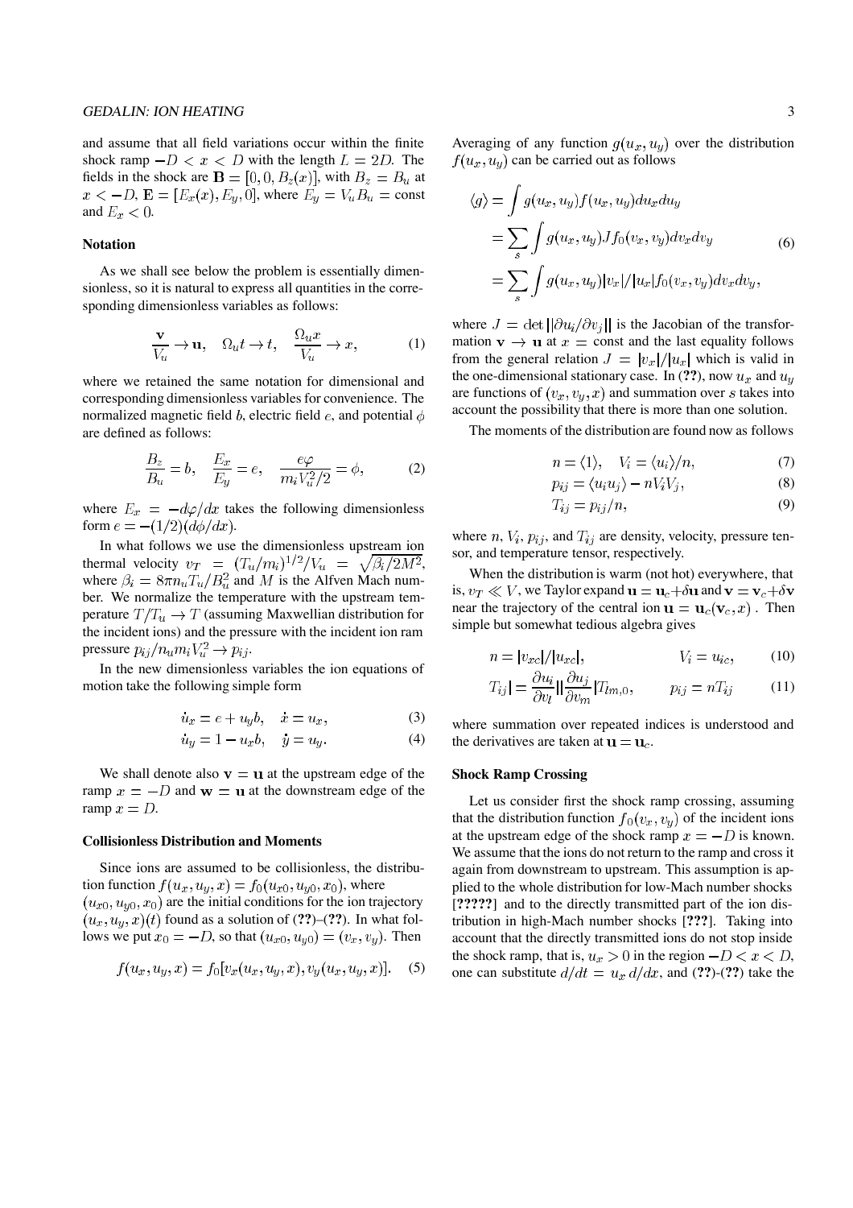and assume that all field variations occur within the finite shock ramp $-D < x < D$ with the length $L = 2D$. The fields in the shock are $\mathbf{B} = [0, 0, B_z(x)]$, with $B_z = B_u$ at $x < -D$, $\mathbf{E} = [E_x(x), E_y, 0]$, where $E_y = V_u B_u = \text{const}$ and $E_x < 0$.

### Notation

As we shall see below the problem is essentially dimensionless, so it is natural to express all quantities in the corresponding dimensionless variables as follows:

$$\frac{\mathbf{v}}{V_u} \rightarrow \mathbf{u}, \quad \Omega_u t \rightarrow t, \quad \frac{\Omega_u x}{V_u} \rightarrow x, \tag{1}$$

where we retained the same notation for dimensional and corresponding dimensionless variables for convenience. The normalized magnetic field $b$, electric field $e$, and potential $\phi$ are defined as follows:

$$\frac{B_z}{B_u} = b, \quad \frac{E_x}{E_y} = e, \quad \frac{e\varphi}{m_i V_u^2/2} = \phi, \tag{2}$$

where $E_x = -d\varphi/dx$ takes the following dimensionless form $e = -(1/2)(d\phi/dx)$.

In what follows we use the dimensionless upstream ion thermal velocity $v_T = (T_u/m_i)^{1/2}/V_u = \sqrt{\beta_i/2M^2}$, where $\beta_i = 8\pi n_u T_u/B_u^2$ and $M$ is the Alfven Mach number. We normalize the temperature with the upstream temperature $T/T_u \rightarrow T$ (assuming Maxwellian distribution for the incident ions) and the pressure with the incident ion ram pressure $p_{ij}/n_u m_i V_u^2 \rightarrow p_{ij}$.

In the new dimensionless variables the ion equations of motion take the following simple form

$$\dot{u}_x = e + u_y b, \quad \dot{x} = u_x, \tag{3}$$

$$\dot{u}_y = 1 - u_x b, \quad \dot{y} = u_y. \tag{4}$$

We shall denote also $\mathbf{v} = \mathbf{u}$ at the upstream edge of the ramp $x = -D$ and $\mathbf{w} = \mathbf{u}$ at the downstream edge of the ramp $x = D$.

### Collisionless Distribution and Moments

Since ions are assumed to be collisionless, the distribution function $f(u_x, u_y, x) = f_0(u_{x0}, u_{y0}, x_0)$, where $(u_{x0}, u_{y0}, x_0)$ are the initial conditions for the ion trajectory $(u_x, u_y, x)(t)$ found as a solution of (**??**)–(**??**). In what follows we put $x_0 = -D$, so that $(u_{x0}, u_{y0}) = (v_x, v_y)$. Then

$$f(u_x, u_y, x) = f_0[v_x(u_x, u_y, x), v_y(u_x, u_y, x)]. \tag{5}$$

Averaging of any function $g(u_x, u_y)$ over the distribution $f(u_x, u_y)$ can be carried out as follows

$$\begin{aligned} \langle g \rangle &= \int g(u_x, u_y) f(u_x, u_y) du_x du_y \\ &= \sum_s \int g(u_x, u_y) J f_0(v_x, v_y) dv_x dv_y \\ &= \sum_s \int g(u_x, u_y) |v_x|/|u_x| f_0(v_x, v_y) dv_x dv_y, \end{aligned} \tag{6}$$

where $J = \det||\partial u_i/\partial v_j||$ is the Jacobian of the transformation $\mathbf{v} \rightarrow \mathbf{u}$ at $x = \text{const}$ and the last equality follows from the general relation $J = |v_x|/|u_x|$ which is valid in the one-dimensional stationary case. In (**??**), now $u_x$ and $u_y$ are functions of $(v_x, v_y, x)$ and summation over $s$ takes into account the possibility that there is more than one solution.

The moments of the distribution are found now as follows

$$n = \langle 1 \rangle, \quad V_i = \langle u_i \rangle / n, \tag{7}$$

$$p_{ij} = \langle u_i u_j \rangle - n V_i V_j, \tag{8}$$

$$T_{ij} = p_{ij}/n, \tag{9}$$

where $n$, $V_i$, $p_{ij}$, and $T_{ij}$ are density, velocity, pressure tensor, and temperature tensor, respectively.

When the distribution is warm (not hot) everywhere, that is, $v_T \ll V$, we Taylor expand $\mathbf{u} = \mathbf{u}_c + \delta\mathbf{u}$ and $\mathbf{v} = \mathbf{v}_c + \delta\mathbf{v}$ near the trajectory of the central ion $\mathbf{u} = \mathbf{u}_c(\mathbf{v}_c, x)$. Then simple but somewhat tedious algebra gives

$$n = |v_{xc}|/|u_{xc}|, \qquad V_i = u_{ic}, \tag{10}$$

$$T_{ij}| = \frac{\partial u_i}{\partial v_l}|| \frac{\partial u_j}{\partial v_m}|T_{lm,0}, \qquad p_{ij} = nT_{ij} \tag{11}$$

where summation over repeated indices is understood and the derivatives are taken at $\mathbf{u} = \mathbf{u}_c$.

### Shock Ramp Crossing

Let us consider first the shock ramp crossing, assuming that the distribution function $f_0(v_x, v_y)$ of the incident ions at the upstream edge of the shock ramp $x = -D$ is known. We assume that the ions do not return to the ramp and cross it again from downstream to upstream. This assumption is applied to the whole distribution for low-Mach number shocks [**?????**] and to the directly transmitted part of the ion distribution in high-Mach number shocks [**???**]. Taking into account that the directly transmitted ions do not stop inside the shock ramp, that is, $u_x > 0$ in the region $-D < x < D$, one can substitute $d/dt = u_x\, d/dx$, and (**??**)-(**??**) take the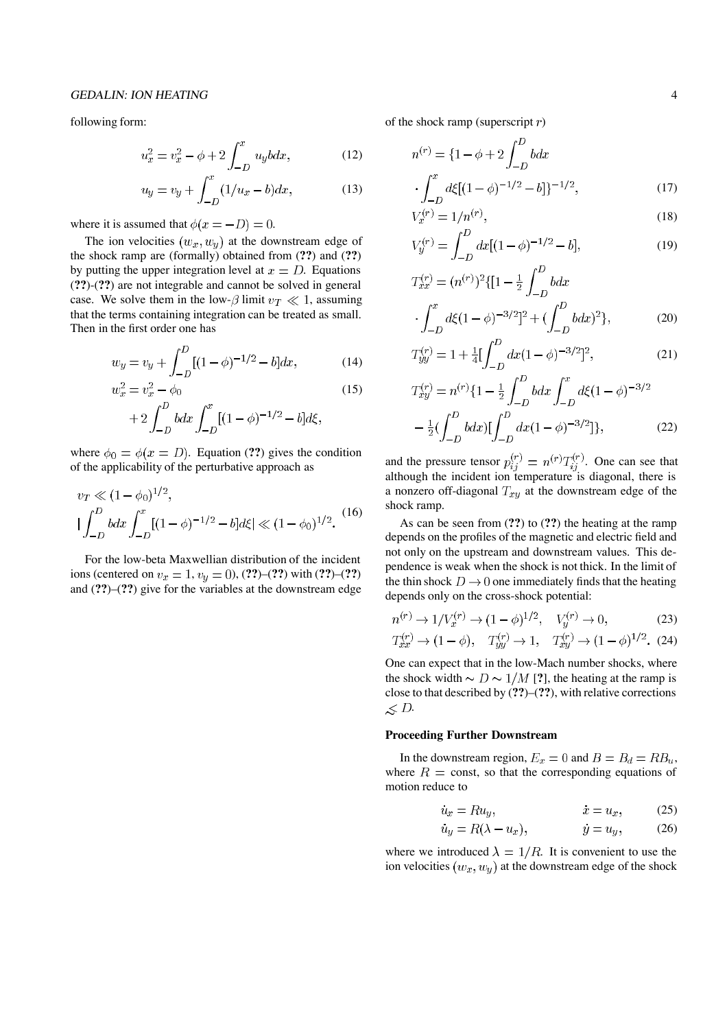following form:

$$u_x^2 = v_x^2 - \phi + 2\int_{-D}^{x} u_y b dx, \qquad (12)$$

$$u_y = v_y + \int_{-D}^{x} (1/u_x - b) dx, \qquad (13)$$

where it is assumed that $\phi(x=-D)=0$.

The ion velocities $(w_x, w_y)$ at the downstream edge of the shock ramp are (formally) obtained from (??) and (??) by putting the upper integration level at $x=D$. Equations (??)-(??) are not integrable and cannot be solved in general case. We solve them in the low-$\beta$ limit $v_T \ll 1$, assuming that the terms containing integration can be treated as small. Then in the first order one has

$$w_y = v_y + \int_{-D}^{D} [(1-\phi)^{-1/2} - b] dx, \qquad (14)$$

$$w_x^2 = v_x^2 - \phi_0 + 2\int_{-D}^{D} b dx \int_{-D}^{x} [(1-\phi)^{-1/2} - b] d\xi, \qquad (15)$$

where $\phi_0 = \phi(x=D)$. Equation (??) gives the condition of the applicability of the perturbative approach as

$$v_T \ll (1-\phi_0)^{1/2}, \quad |\int_{-D}^{D} b dx \int_{-D}^{x} [(1-\phi)^{-1/2} - b] d\xi| \ll (1-\phi_0)^{1/2}. \qquad (16)$$

For the low-beta Maxwellian distribution of the incident ions (centered on $v_x=1$, $v_y=0$), (??)–(??) with (??)–(??) and (??)–(??) give for the variables at the downstream edge of the shock ramp (superscript $r$)

$$n^{(r)} = \{1 - \phi + 2\int_{-D}^{D} b dx \cdot \int_{-D}^{x} d\xi [(1-\phi)^{-1/2} - b]\}^{-1/2}, \qquad (17)$$

$$V_x^{(r)} = 1/n^{(r)}, \qquad (18)$$

$$V_y^{(r)} = \int_{-D}^{D} dx [(1-\phi)^{-1/2} - b], \qquad (19)$$

$$T_{xx}^{(r)} = (n^{(r)})^2 \{[1 - \tfrac{1}{2}\int_{-D}^{D} b dx \cdot \int_{-D}^{x} d\xi (1-\phi)^{-3/2}]^2 + (\int_{-D}^{D} b dx)^2\}, \qquad (20)$$

$$T_{yy}^{(r)} = 1 + \tfrac{1}{4}[\int_{-D}^{D} dx (1-\phi)^{-3/2}]^2, \qquad (21)$$

$$T_{xy}^{(r)} = n^{(r)} \{1 - \tfrac{1}{2}\int_{-D}^{D} b dx \int_{-D}^{x} d\xi (1-\phi)^{-3/2} - \tfrac{1}{2}(\int_{-D}^{D} b dx)[\int_{-D}^{D} dx (1-\phi)^{-3/2}]\}, \qquad (22)$$

and the pressure tensor $p_{ij}^{(r)} = n^{(r)} T_{ij}^{(r)}$. One can see that although the incident ion temperature is diagonal, there is a nonzero off-diagonal $T_{xy}$ at the downstream edge of the shock ramp.

As can be seen from (??) to (??) the heating at the ramp depends on the profiles of the magnetic and electric field and not only on the upstream and downstream values. This dependence is weak when the shock is not thick. In the limit of the thin shock $D \to 0$ one immediately finds that the heating depends only on the cross-shock potential:

$$n^{(r)} \to 1/V_x^{(r)} \to (1-\phi)^{1/2}, \quad V_y^{(r)} \to 0, \qquad (23)$$

$$T_{xx}^{(r)} \to (1-\phi), \quad T_{yy}^{(r)} \to 1, \quad T_{xy}^{(r)} \to (1-\phi)^{1/2}. \qquad (24)$$

One can expect that in the low-Mach number shocks, where the shock width $\sim D \sim 1/M$ [?], the heating at the ramp is close to that described by (??)–(??), with relative corrections $\lesssim D$.

### Proceeding Further Downstream

In the downstream region, $E_x = 0$ and $B = B_d = RB_u$, where $R = \text{const}$, so that the corresponding equations of motion reduce to

$$\dot{u}_x = R u_y, \qquad \dot{x} = u_x, \qquad (25)$$

$$\dot{u}_y = R(\lambda - u_x), \qquad \dot{y} = u_y, \qquad (26)$$

where we introduced $\lambda = 1/R$. It is convenient to use the ion velocities $(w_x, w_y)$ at the downstream edge of the shock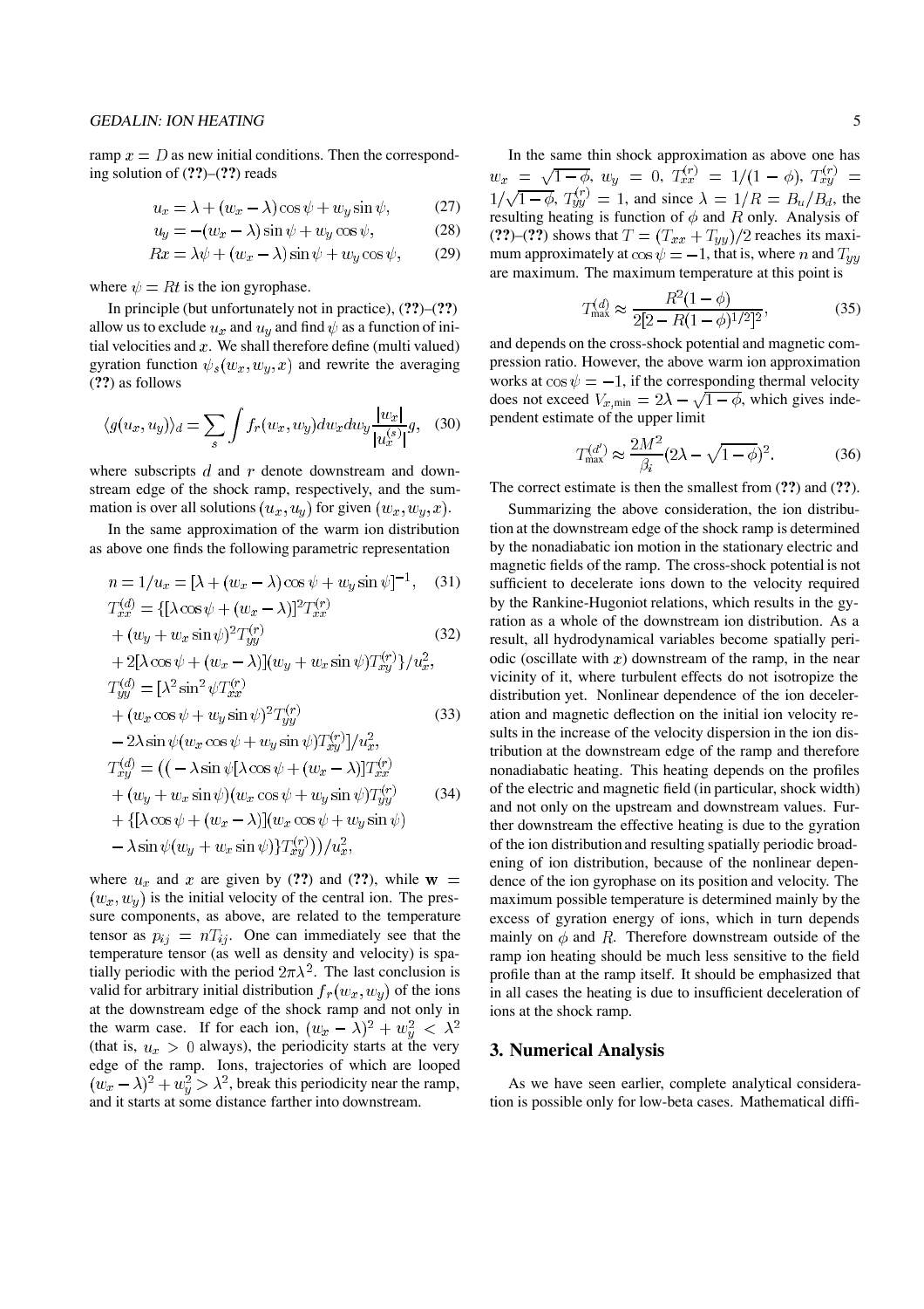ramp $x = D$ as new initial conditions. Then the corresponding solution of (??)–(??) reads

$$u_x = \lambda + (w_x - \lambda)\cos\psi + w_y \sin\psi, \tag{27}$$

$$u_y = -(w_x - \lambda)\sin\psi + w_y \cos\psi, \tag{28}$$

$$Rx = \lambda\psi + (w_x - \lambda)\sin\psi + w_y\cos\psi, \tag{29}$$

where $\psi = Rt$ is the ion gyrophase.

In principle (but unfortunately not in practice), (??)–(??) allow us to exclude $u_x$ and $u_y$ and find $\psi$ as a function of initial velocities and $x$. We shall therefore define (multi valued) gyration function $\psi_s(w_x, w_y, x)$ and rewrite the averaging (??) as follows

$$\langle g(u_x, u_y)\rangle_d = \sum_s \int f_r(w_x, w_y) dw_x dw_y \frac{|w_x|}{|u_x^{(s)}|} g, \tag{30}$$

where subscripts $d$ and $r$ denote downstream and downstream edge of the shock ramp, respectively, and the summation is over all solutions $(u_x, u_y)$ for given $(w_x, w_y, x)$.

In the same approximation of the warm ion distribution as above one finds the following parametric representation

$$n = 1/u_x = [\lambda + (w_x - \lambda)\cos\psi + w_y \sin\psi]^{-1}, \tag{31}$$

$$\begin{aligned} T_{xx}^{(d)} = \{&[\lambda\cos\psi + (w_x - \lambda)]^2 T_{xx}^{(r)} \\ &+ (w_y + w_x \sin\psi)^2 T_{yy}^{(r)} \\ &+ 2[\lambda\cos\psi + (w_x - \lambda)](w_y + w_x\sin\psi)T_{xy}^{(r)}\}/u_x^2, \end{aligned} \tag{32}$$

$$\begin{aligned} T_{yy}^{(d)} = [&\lambda^2 \sin^2\psi T_{xx}^{(r)} \\ &+ (w_x\cos\psi + w_y\sin\psi)^2 T_{yy}^{(r)} \\ &- 2\lambda\sin\psi(w_x\cos\psi + w_y\sin\psi)T_{xy}^{(r)}]/u_x^2, \end{aligned} \tag{33}$$

$$\begin{aligned} T_{xy}^{(d)} = \big(&(-\lambda\sin\psi[\lambda\cos\psi + (w_x - \lambda)]T_{xx}^{(r)} \\ &+ (w_y + w_x\sin\psi)(w_x\cos\psi + w_y\sin\psi)T_{yy}^{(r)} \\ &+ \{[\lambda\cos\psi + (w_x - \lambda)](w_x\cos\psi + w_y\sin\psi) \\ &- \lambda\sin\psi(w_y + w_x\sin\psi)\}T_{xy}^{(r)})\big)/u_x^2, \end{aligned} \tag{34}$$

where $u_x$ and $x$ are given by (??) and (??), while $\mathbf{w} = (w_x, w_y)$ is the initial velocity of the central ion. The pressure components, as above, are related to the temperature tensor as $p_{ij} = nT_{ij}$. One can immediately see that the temperature tensor (as well as density and velocity) is spatially periodic with the period $2\pi\lambda^2$. The last conclusion is valid for arbitrary initial distribution $f_r(w_x, w_y)$ of the ions at the downstream edge of the shock ramp and not only in the warm case. If for each ion, $(w_x - \lambda)^2 + w_y^2 < \lambda^2$ (that is, $u_x > 0$ always), the periodicity starts at the very edge of the ramp. Ions, trajectories of which are looped $(w_x - \lambda)^2 + w_y^2 > \lambda^2$, break this periodicity near the ramp, and it starts at some distance farther into downstream.

In the same thin shock approximation as above one has $w_x = \sqrt{1-\phi}$, $w_y = 0$, $T_{xx}^{(r)} = 1/(1-\phi)$, $T_{xy}^{(r)} = 1/\sqrt{1-\phi}$, $T_{yy}^{(r)} = 1$, and since $\lambda = 1/R = B_u/B_d$, the resulting heating is function of $\phi$ and $R$ only. Analysis of (??)–(??) shows that $T = (T_{xx} + T_{yy})/2$ reaches its maximum approximately at $\cos\psi = -1$, that is, where $n$ and $T_{yy}$ are maximum. The maximum temperature at this point is

$$T_{\max}^{(d)} \approx \frac{R^2(1-\phi)}{2[2 - R(1-\phi)^{1/2}]^2}, \tag{35}$$

and depends on the cross-shock potential and magnetic compression ratio. However, the above warm ion approximation works at $\cos\psi = -1$, if the corresponding thermal velocity does not exceed $V_{x,\min} = 2\lambda - \sqrt{1-\phi}$, which gives independent estimate of the upper limit

$$T_{\max}^{(d')} \approx \frac{2M^2}{\beta_i}(2\lambda - \sqrt{1-\phi})^2. \tag{36}$$

The correct estimate is then the smallest from (??) and (??).

Summarizing the above consideration, the ion distribution at the downstream edge of the shock ramp is determined by the nonadiabatic ion motion in the stationary electric and magnetic fields of the ramp. The cross-shock potential is not sufficient to decelerate ions down to the velocity required by the Rankine-Hugoniot relations, which results in the gyration as a whole of the downstream ion distribution. As a result, all hydrodynamical variables become spatially periodic (oscillate with $x$) downstream of the ramp, in the near vicinity of it, where turbulent effects do not isotropize the distribution yet. Nonlinear dependence of the ion deceleration and magnetic deflection on the initial ion velocity results in the increase of the velocity dispersion in the ion distribution at the downstream edge of the ramp and therefore nonadiabatic heating. This heating depends on the profiles of the electric and magnetic field (in particular, shock width) and not only on the upstream and downstream values. Further downstream the effective heating is due to the gyration of the ion distribution and resulting spatially periodic broadening of ion distribution, because of the nonlinear dependence of the ion gyrophase on its position and velocity. The maximum possible temperature is determined mainly by the excess of gyration energy of ions, which in turn depends mainly on $\phi$ and $R$. Therefore downstream outside of the ramp ion heating should be much less sensitive to the field profile than at the ramp itself. It should be emphasized that in all cases the heating is due to insufficient deceleration of ions at the shock ramp.

## 3. Numerical Analysis

As we have seen earlier, complete analytical consideration is possible only for low-beta cases. Mathematical diffi-